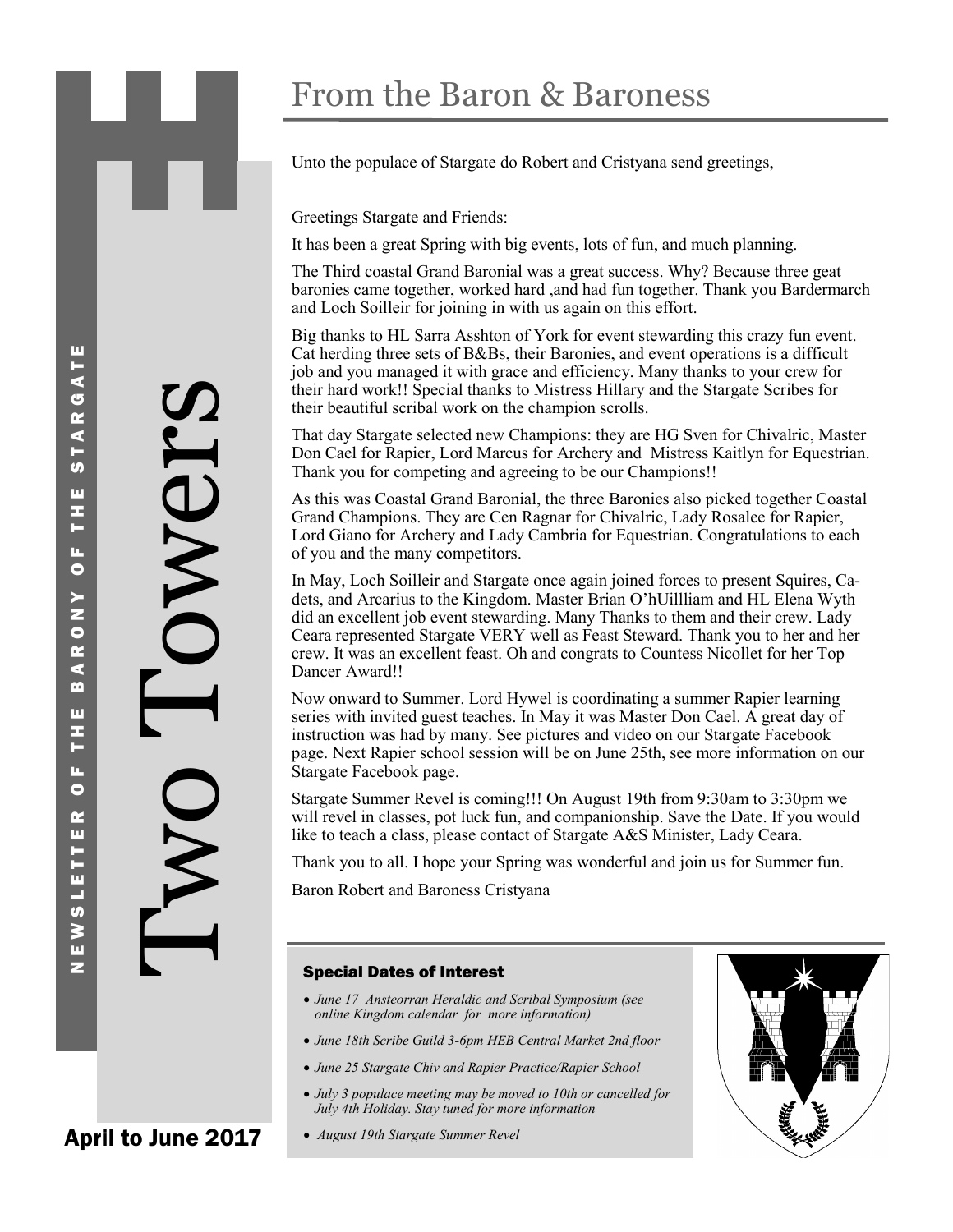# Two Towers

NEWSLETTER OF THE BARONY OF THE STARGATE

April to June 2017

## From the Baron & Baroness

Unto the populace of Stargate do Robert and Cristyana send greetings,

Greetings Stargate and Friends:

It has been a great Spring with big events, lots of fun, and much planning.

The Third coastal Grand Baronial was a great success. Why? Because three geat baronies came together, worked hard ,and had fun together. Thank you Bardermarch and Loch Soilleir for joining in with us again on this effort.

Big thanks to HL Sarra Asshton of York for event stewarding this crazy fun event. Cat herding three sets of B&Bs, their Baronies, and event operations is a difficult job and you managed it with grace and efficiency. Many thanks to your crew for their hard work!! Special thanks to Mistress Hillary and the Stargate Scribes for their beautiful scribal work on the champion scrolls.

That day Stargate selected new Champions: they are HG Sven for Chivalric, Master Don Cael for Rapier, Lord Marcus for Archery and Mistress Kaitlyn for Equestrian. Thank you for competing and agreeing to be our Champions!!

As this was Coastal Grand Baronial, the three Baronies also picked together Coastal Grand Champions. They are Cen Ragnar for Chivalric, Lady Rosalee for Rapier, Lord Giano for Archery and Lady Cambria for Equestrian. Congratulations to each of you and the many competitors.

In May, Loch Soilleir and Stargate once again joined forces to present Squires, Cadets, and Arcarius to the Kingdom. Master Brian O'hUillliam and HL Elena Wyth did an excellent job event stewarding. Many Thanks to them and their crew. Lady Ceara represented Stargate VERY well as Feast Steward. Thank you to her and her crew. It was an excellent feast. Oh and congrats to Countess Nicollet for her Top Dancer Award!!

Now onward to Summer. Lord Hywel is coordinating a summer Rapier learning series with invited guest teaches. In May it was Master Don Cael. A great day of instruction was had by many. See pictures and video on our Stargate Facebook page. Next Rapier school session will be on June 25th, see more information on our Stargate Facebook page.

Stargate Summer Revel is coming!!! On August 19th from 9:30am to 3:30pm we will revel in classes, pot luck fun, and companionship. Save the Date. If you would like to teach a class, please contact of Stargate A&S Minister, Lady Ceara.

Thank you to all. I hope your Spring was wonderful and join us for Summer fun.

Baron Robert and Baroness Cristyana

### Special Dates of Interest

- *June 17 Ansteorran Heraldic and Scribal Symposium (see online Kingdom calendar for more information)*
- *June 18th Scribe Guild 3-6pm HEB Central Market 2nd floor*
- *June 25 Stargate Chiv and Rapier Practice/Rapier School*
- *July 3 populace meeting may be moved to 10th or cancelled for July 4th Holiday. Stay tuned for more information*
- *August 19th Stargate Summer Revel*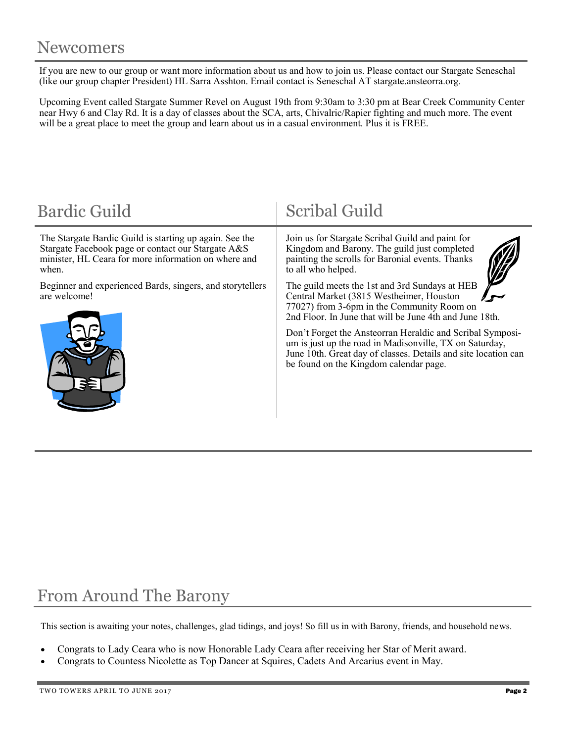## Newcomers

If you are new to our group or want more information about us and how to join us. Please contact our Stargate Seneschal (like our group chapter President) HL Sarra Asshton. Email contact is Seneschal AT stargate.ansteorra.org.

Upcoming Event called Stargate Summer Revel on August 19th from 9:30am to 3:30 pm at Bear Creek Community Center near Hwy 6 and Clay Rd. It is a day of classes about the SCA, arts, Chivalric/Rapier fighting and much more. The event will be a great place to meet the group and learn about us in a casual environment. Plus it is FREE.

## Bardic Guild

The Stargate Bardic Guild is starting up again. See the Stargate Facebook page or contact our Stargate A&S minister, HL Ceara for more information on where and when.

Beginner and experienced Bards, singers, and storytellers are welcome!

## Scribal Guild

Join us for Stargate Scribal Guild and paint for Kingdom and Barony. The guild just completed painting the scrolls for Baronial events. Thanks to all who helped.

The guild meets the 1st and 3rd Sundays at HEB Central Market (3815 Westheimer, Houston 77027) from 3-6pm in the Community Room on 2nd Floor. In June that will be June 4th and June 18th.

Don't Forget the Ansteorran Heraldic and Scribal Symposium is just up the road in Madisonville, TX on Saturday, June 10th. Great day of classes. Details and site location can be found on the Kingdom calendar page.

## From Around The Barony

This section is awaiting your notes, challenges, glad tidings, and joys! So fill us in with Barony, friends, and household news.

- Congrats to Lady Ceara who is now Honorable Lady Ceara after receiving her Star of Merit award.
- Congrats to Countess Nicolette as Top Dancer at Squires, Cadets And Arcarius event in May.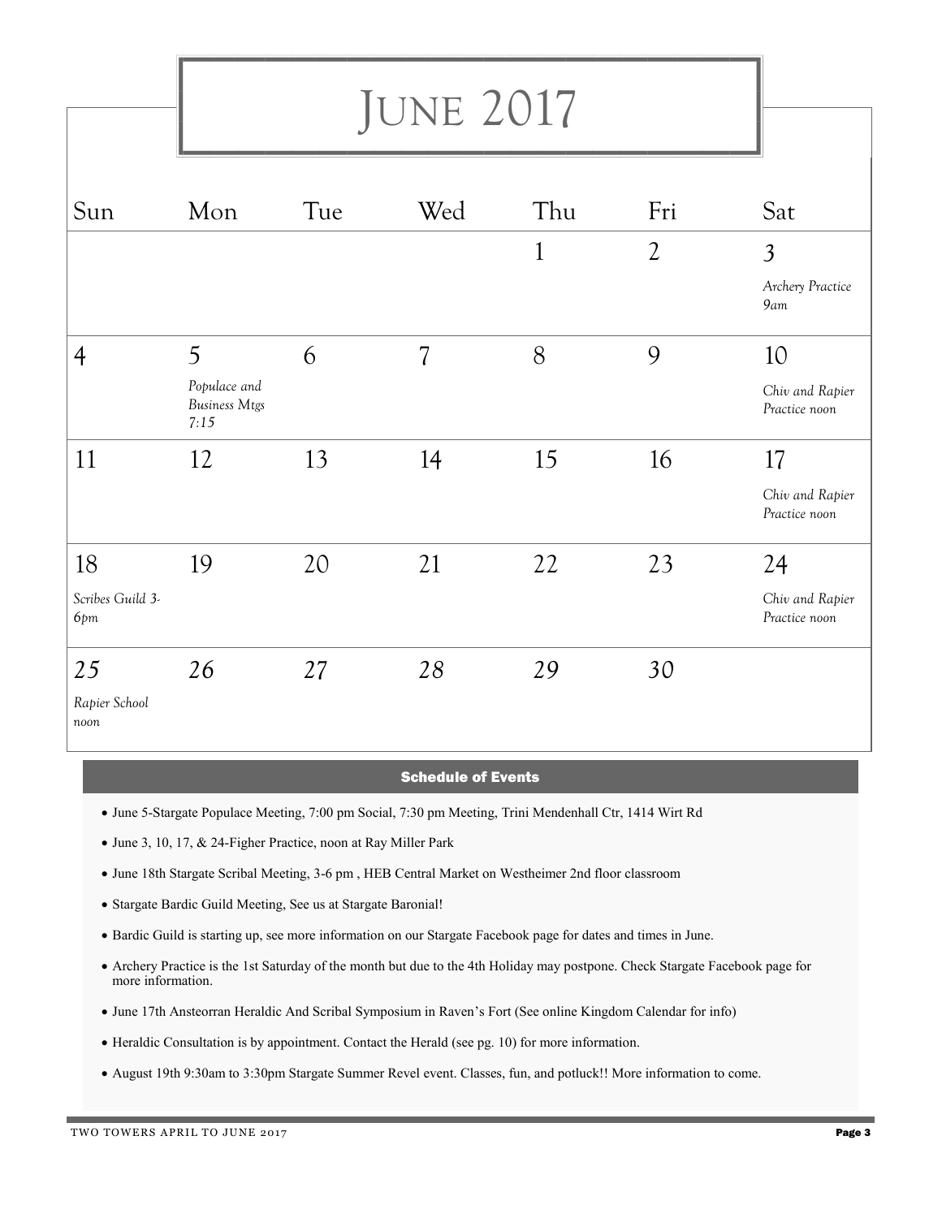# June 2017

| Sun | Mon | Tue | Wed | Thu | Fri | Sat |
|---|---|---|---|---|---|---|
| | | | | 1 | 2 | 3 *Archery Practice 9am* |
| 4 | 5 *Populace and Business Mtgs 7:15* | 6 | 7 | 8 | 9 | 10 *Chiv and Rapier Practice noon* |
| 11 | 12 | 13 | 14 | 15 | 16 | 17 *Chiv and Rapier Practice noon* |
| 18 *Scribes Guild 3-6pm* | 19 | 20 | 21 | 22 | 23 | 24 *Chiv and Rapier Practice noon* |
| 25 *Rapier School noon* | 26 | 27 | 28 | 29 | 30 | |

## Schedule of Events

- June 5-Stargate Populace Meeting, 7:00 pm Social, 7:30 pm Meeting, Trini Mendenhall Ctr, 1414 Wirt Rd
- June 3, 10, 17, & 24-Figher Practice, noon at Ray Miller Park
- June 18th Stargate Scribal Meeting, 3-6 pm , HEB Central Market on Westheimer 2nd floor classroom
- Stargate Bardic Guild Meeting, See us at Stargate Baronial!
- Bardic Guild is starting up, see more information on our Stargate Facebook page for dates and times in June.
- Archery Practice is the 1st Saturday of the month but due to the 4th Holiday may postpone. Check Stargate Facebook page for more information.
- June 17th Ansteorran Heraldic And Scribal Symposium in Raven's Fort (See online Kingdom Calendar for info)
- Heraldic Consultation is by appointment. Contact the Herald (see pg. 10) for more information.
- August 19th 9:30am to 3:30pm Stargate Summer Revel event. Classes, fun, and potluck!! More information to come.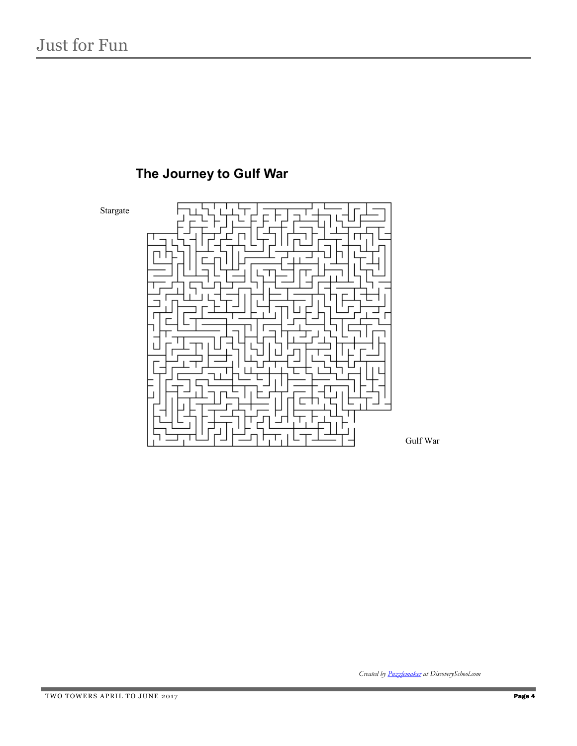# Just for Fun

## The Journey to Gulf War

Stargate

Gulf War

*Created by Puzzlemaker at DiscoverySchool.com*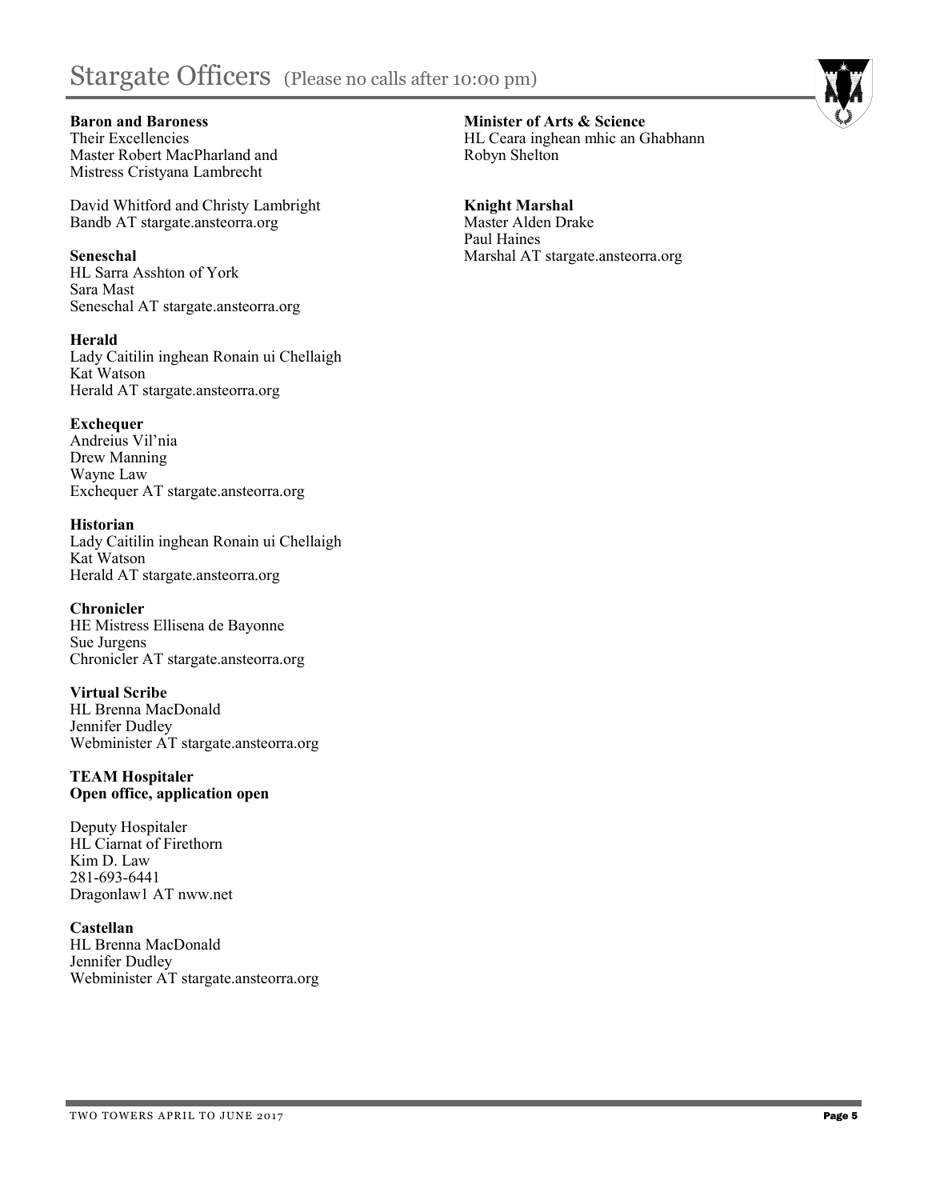# Stargate Officers (Please no calls after 10:00 pm)

**Baron and Baroness**
Their Excellencies
Master Robert MacPharland and
Mistress Cristyana Lambrecht

David Whitford and Christy Lambright
Bandb AT stargate.ansteorra.org

**Seneschal**
HL Sarra Asshton of York
Sara Mast
Seneschal AT stargate.ansteorra.org

**Herald**
Lady Caitilin inghean Ronain ui Chellaigh
Kat Watson
Herald AT stargate.ansteorra.org

**Exchequer**
Andreius Vil'nia
Drew Manning
Wayne Law
Exchequer AT stargate.ansteorra.org

**Historian**
Lady Caitilin inghean Ronain ui Chellaigh
Kat Watson
Herald AT stargate.ansteorra.org

**Chronicler**
HE Mistress Ellisena de Bayonne
Sue Jurgens
Chronicler AT stargate.ansteorra.org

**Virtual Scribe**
HL Brenna MacDonald
Jennifer Dudley
Webminister AT stargate.ansteorra.org

**TEAM Hospitaler**
**Open office, application open**

Deputy Hospitaler
HL Ciarnat of Firethorn
Kim D. Law
281-693-6441
Dragonlaw1 AT nww.net

**Castellan**
HL Brenna MacDonald
Jennifer Dudley
Webminister AT stargate.ansteorra.org

**Minister of Arts & Science**
HL Ceara inghean mhic an Ghabhann
Robyn Shelton

**Knight Marshal**
Master Alden Drake
Paul Haines
Marshal AT stargate.ansteorra.org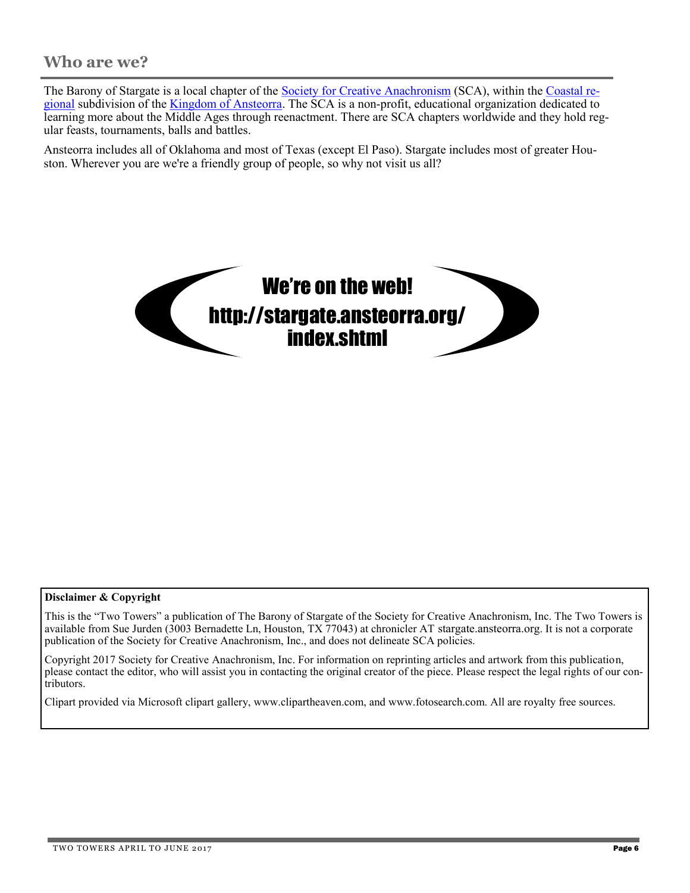## Who are we?

The Barony of Stargate is a local chapter of the Society for Creative Anachronism (SCA), within the Coastal regional subdivision of the Kingdom of Ansteorra. The SCA is a non-profit, educational organization dedicated to learning more about the Middle Ages through reenactment. There are SCA chapters worldwide and they hold regular feasts, tournaments, balls and battles.

Ansteorra includes all of Oklahoma and most of Texas (except El Paso). Stargate includes most of greater Houston. Wherever you are we're a friendly group of people, so why not visit us all?

We're on the web!
http://stargate.ansteorra.org/index.shtml

**Disclaimer & Copyright**

This is the "Two Towers" a publication of The Barony of Stargate of the Society for Creative Anachronism, Inc. The Two Towers is available from Sue Jurden (3003 Bernadette Ln, Houston, TX 77043) at chronicler AT stargate.ansteorra.org. It is not a corporate publication of the Society for Creative Anachronism, Inc., and does not delineate SCA policies.

Copyright 2017 Society for Creative Anachronism, Inc. For information on reprinting articles and artwork from this publication, please contact the editor, who will assist you in contacting the original creator of the piece. Please respect the legal rights of our contributors.

Clipart provided via Microsoft clipart gallery, www.clipartheaven.com, and www.fotosearch.com. All are royalty free sources.